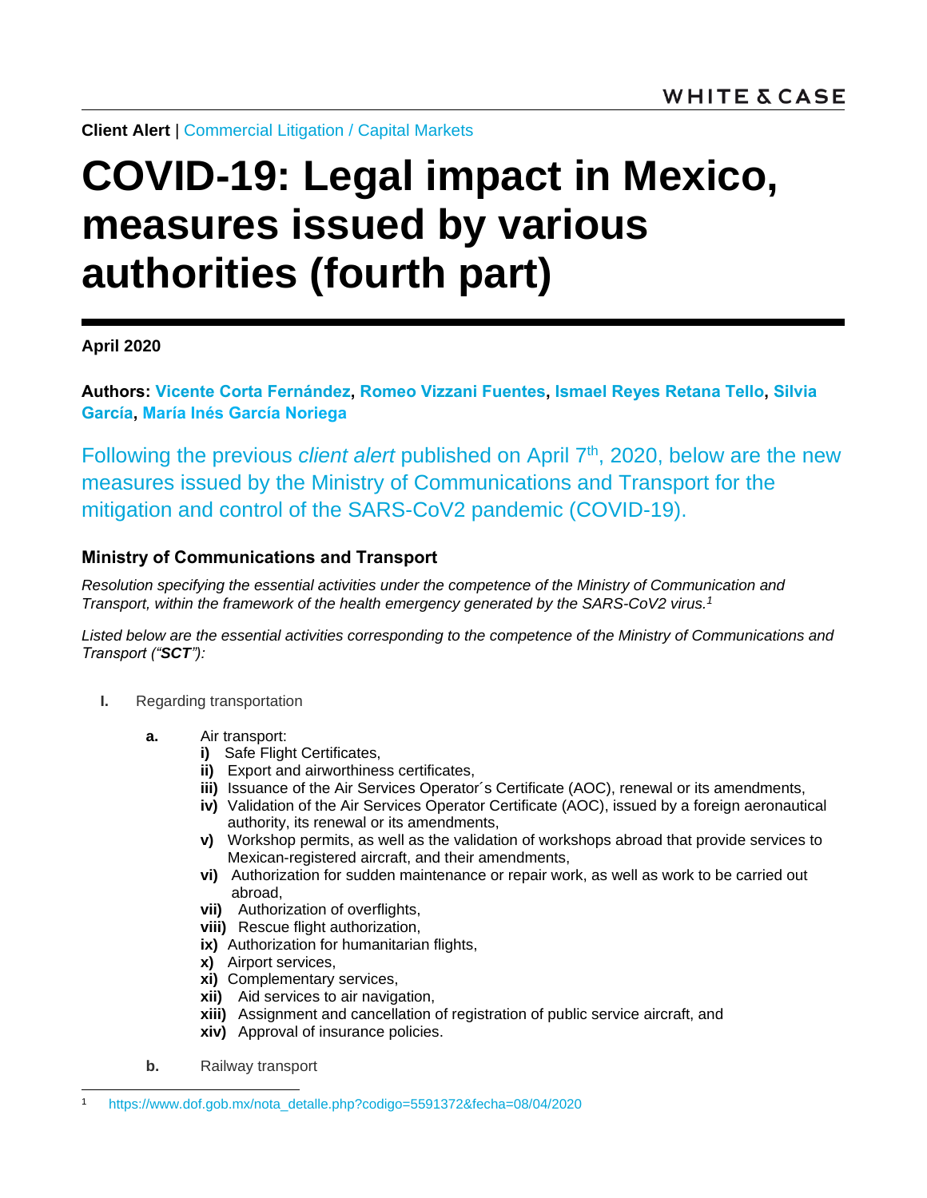WHITE & CASE

**Client Alert** | Commercial Litigation / Capital Markets

# COVID-19: Legal impact in Mexico, measures issued by various authorities (fourth part)

**April 2020**

**Authors: Vicente Corta Fernández, Romeo Vizzani Fuentes, Ismael Reyes Retana Tello, Silvia García, María Inés García Noriega**

Following the previous *client alert* published on April 7th, 2020, below are the new measures issued by the Ministry of Communications and Transport for the mitigation and control of the SARS-CoV2 pandemic (COVID-19).

### Ministry of Communications and Transport

*Resolution specifying the essential activities under the competence of the Ministry of Communication and Transport, within the framework of the health emergency generated by the SARS-CoV2 virus.*[1]

*Listed below are the essential activities corresponding to the competence of the Ministry of Communications and Transport ("**SCT**"):*

**I.** Regarding transportation

**a.** Air transport:

- **i)** Safe Flight Certificates,
- **ii)** Export and airworthiness certificates,
- **iii)** Issuance of the Air Services Operator´s Certificate (AOC), renewal or its amendments,
- **iv)** Validation of the Air Services Operator Certificate (AOC), issued by a foreign aeronautical authority, its renewal or its amendments,
- **v)** Workshop permits, as well as the validation of workshops abroad that provide services to Mexican-registered aircraft, and their amendments,
- **vi)** Authorization for sudden maintenance or repair work, as well as work to be carried out abroad,
- **vii)** Authorization of overflights,
- **viii)** Rescue flight authorization,
- **ix)** Authorization for humanitarian flights,
- **x)** Airport services,
- **xi)** Complementary services,
- **xii)** Aid services to air navigation,
- **xiii)** Assignment and cancellation of registration of public service aircraft, and
- **xiv)** Approval of insurance policies.

**b.** Railway transport

[1] https://www.dof.gob.mx/nota_detalle.php?codigo=5591372&fecha=08/04/2020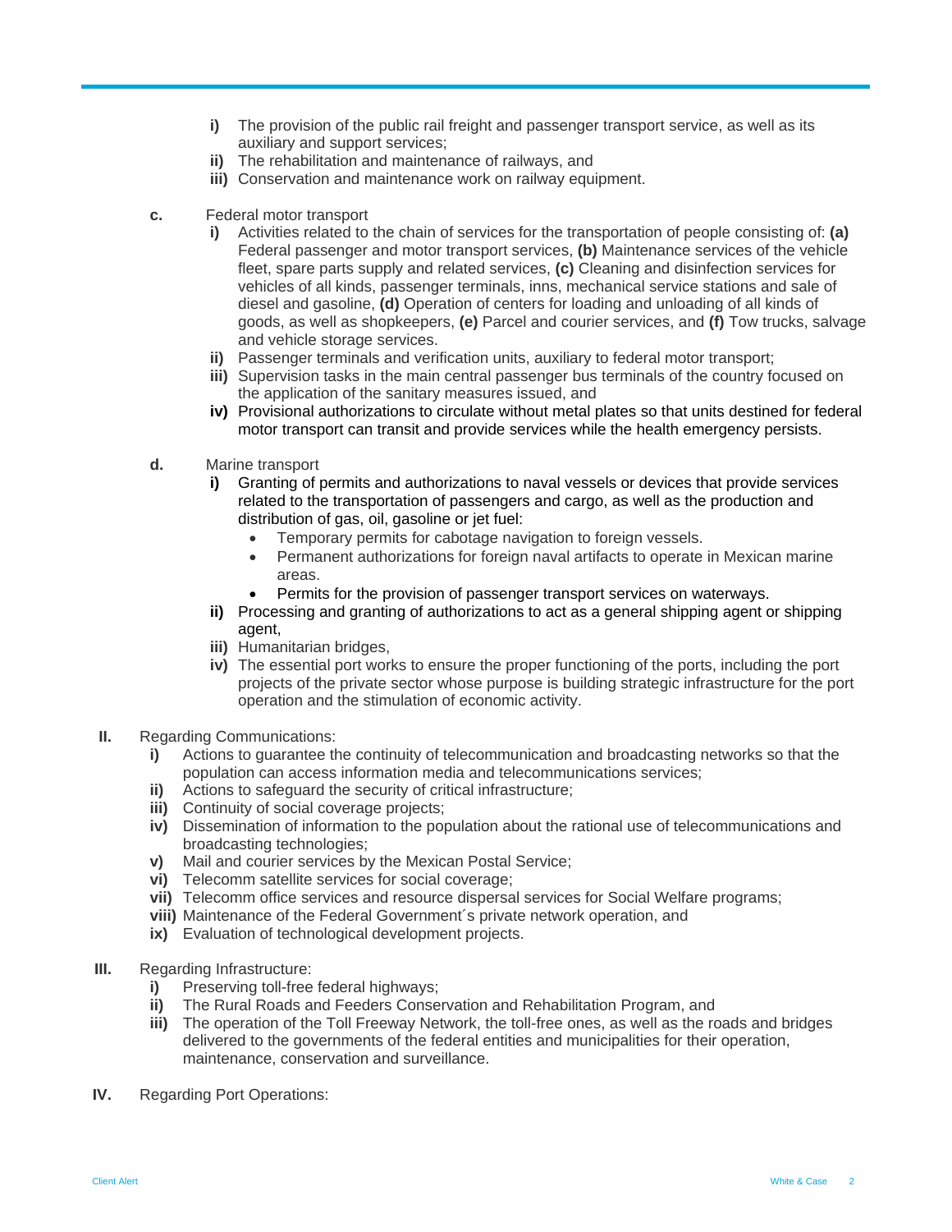- **i)** The provision of the public rail freight and passenger transport service, as well as its auxiliary and support services;
- **ii)** The rehabilitation and maintenance of railways, and
- **iii)** Conservation and maintenance work on railway equipment.

**c.** Federal motor transport

- **i)** Activities related to the chain of services for the transportation of people consisting of: **(a)** Federal passenger and motor transport services, **(b)** Maintenance services of the vehicle fleet, spare parts supply and related services, **(c)** Cleaning and disinfection services for vehicles of all kinds, passenger terminals, inns, mechanical service stations and sale of diesel and gasoline, **(d)** Operation of centers for loading and unloading of all kinds of goods, as well as shopkeepers, **(e)** Parcel and courier services, and **(f)** Tow trucks, salvage and vehicle storage services.
- **ii)** Passenger terminals and verification units, auxiliary to federal motor transport;
- **iii)** Supervision tasks in the main central passenger bus terminals of the country focused on the application of the sanitary measures issued, and
- **iv)** Provisional authorizations to circulate without metal plates so that units destined for federal motor transport can transit and provide services while the health emergency persists.

**d.** Marine transport

- **i)** Granting of permits and authorizations to naval vessels or devices that provide services related to the transportation of passengers and cargo, as well as the production and distribution of gas, oil, gasoline or jet fuel:
  - Temporary permits for cabotage navigation to foreign vessels.
  - Permanent authorizations for foreign naval artifacts to operate in Mexican marine areas.
  - Permits for the provision of passenger transport services on waterways.
- **ii)** Processing and granting of authorizations to act as a general shipping agent or shipping agent,
- **iii)** Humanitarian bridges,
- **iv)** The essential port works to ensure the proper functioning of the ports, including the port projects of the private sector whose purpose is building strategic infrastructure for the port operation and the stimulation of economic activity.

**II.** Regarding Communications:

- **i)** Actions to guarantee the continuity of telecommunication and broadcasting networks so that the population can access information media and telecommunications services;
- **ii)** Actions to safeguard the security of critical infrastructure;
- **iii)** Continuity of social coverage projects;
- **iv)** Dissemination of information to the population about the rational use of telecommunications and broadcasting technologies;
- **v)** Mail and courier services by the Mexican Postal Service;
- **vi)** Telecomm satellite services for social coverage;
- **vii)** Telecomm office services and resource dispersal services for Social Welfare programs;
- **viii)** Maintenance of the Federal Government´s private network operation, and
- **ix)** Evaluation of technological development projects.

**III.** Regarding Infrastructure:

- **i)** Preserving toll-free federal highways;
- **ii)** The Rural Roads and Feeders Conservation and Rehabilitation Program, and
- **iii)** The operation of the Toll Freeway Network, the toll-free ones, as well as the roads and bridges delivered to the governments of the federal entities and municipalities for their operation, maintenance, conservation and surveillance.

**IV.** Regarding Port Operations: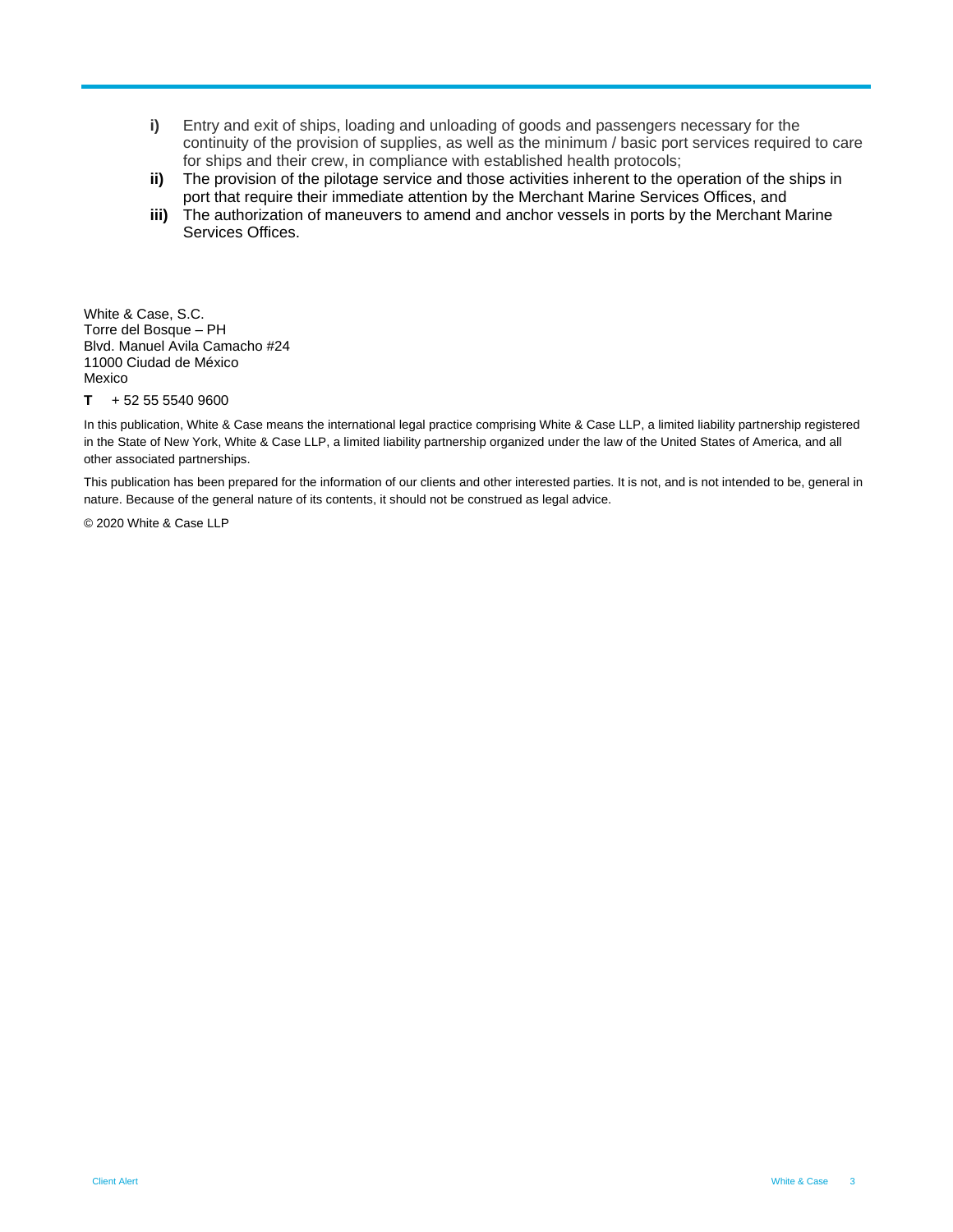- **i)** Entry and exit of ships, loading and unloading of goods and passengers necessary for the continuity of the provision of supplies, as well as the minimum / basic port services required to care for ships and their crew, in compliance with established health protocols;
- **ii)** The provision of the pilotage service and those activities inherent to the operation of the ships in port that require their immediate attention by the Merchant Marine Services Offices, and
- **iii)** The authorization of maneuvers to amend and anchor vessels in ports by the Merchant Marine Services Offices.

White & Case, S.C.
Torre del Bosque – PH
Blvd. Manuel Avila Camacho #24
11000 Ciudad de México
Mexico

**T** + 52 55 5540 9600

In this publication, White & Case means the international legal practice comprising White & Case LLP, a limited liability partnership registered in the State of New York, White & Case LLP, a limited liability partnership organized under the law of the United States of America, and all other associated partnerships.

This publication has been prepared for the information of our clients and other interested parties. It is not, and is not intended to be, general in nature. Because of the general nature of its contents, it should not be construed as legal advice.

© 2020 White & Case LLP